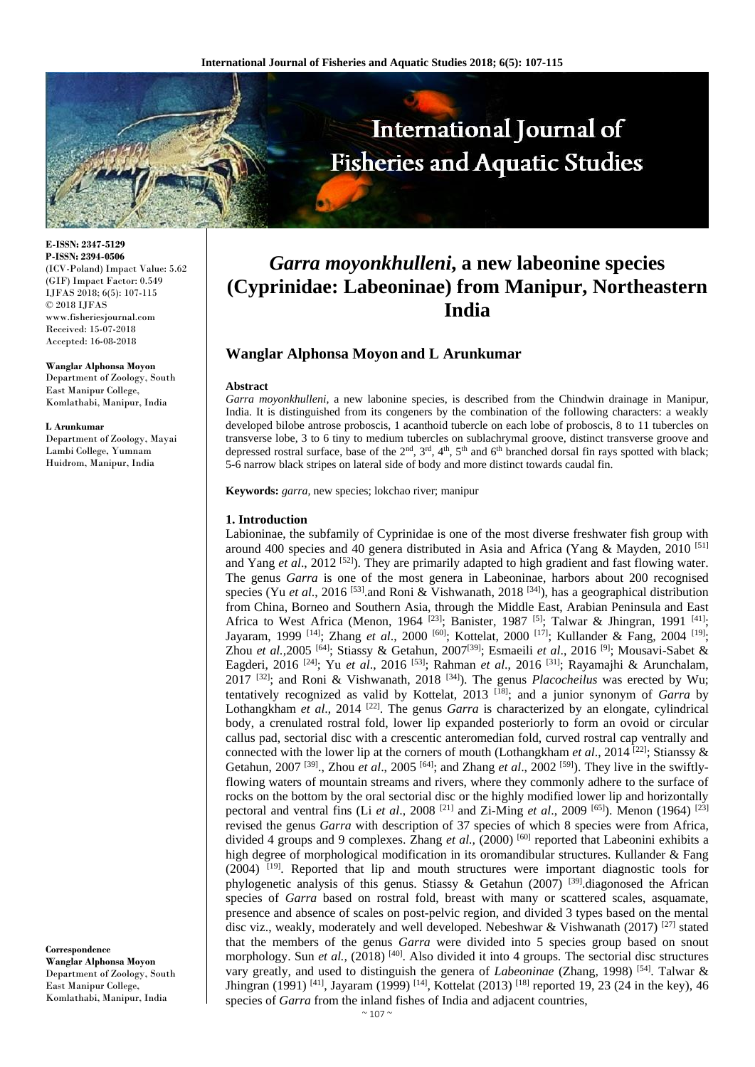E-ISSN: 2347-5129
P-ISSN: 2394-0506
(ICV-Poland) Impact Value: 5.62
(GIF) Impact Factor: 0.549
IJFAS 2018; 6(5): 107-115
© 2018 IJFAS
www.fisheriesjournal.com
Received: 15-07-2018
Accepted: 16-08-2018

**Wanglar Alphonsa Moyon**
Department of Zoology, South East Manipur College, Komlathabi, Manipur, India

**L Arunkumar**
Department of Zoology, Mayai Lambi College, Yumnam Huidrom, Manipur, India

**Correspondence**
**Wanglar Alphonsa Moyon**
Department of Zoology, South East Manipur College, Komlathabi, Manipur, India

# *Garra moyonkhulleni*, a new labeonine species (Cyprinidae: Labeoninae) from Manipur, Northeastern India

## Wanglar Alphonsa Moyon and L Arunkumar

**Abstract**

*Garra moyonkhulleni,* a new labonine species, is described from the Chindwin drainage in Manipur, India. It is distinguished from its congeners by the combination of the following characters: a weakly developed bilobe antrose proboscis, 1 acanthoid tubercle on each lobe of proboscis, 8 to 11 tubercles on transverse lobe, 3 to 6 tiny to medium tubercles on sublachrymal groove, distinct transverse groove and depressed rostral surface, base of the 2nd, 3rd, 4th, 5th and 6th branched dorsal fin rays spotted with black; 5-6 narrow black stripes on lateral side of body and more distinct towards caudal fin.

**Keywords:** *garra,* new species; lokchao river; manipur

## 1. Introduction

Labioninae, the subfamily of Cyprinidae is one of the most diverse freshwater fish group with around 400 species and 40 genera distributed in Asia and Africa (Yang & Mayden, 2010 [51] and Yang *et al*., 2012 [52]). They are primarily adapted to high gradient and fast flowing water. The genus *Garra* is one of the most genera in Labeoninae, harbors about 200 recognised species (Yu *et al*., 2016 [53].and Roni & Vishwanath, 2018 [34]), has a geographical distribution from China, Borneo and Southern Asia, through the Middle East, Arabian Peninsula and East Africa to West Africa (Menon, 1964 [23]; Banister, 1987 [5]; Talwar & Jhingran, 1991 [41]; Jayaram, 1999 [14]; Zhang *et al*., 2000 [60]; Kottelat, 2000 [17]; Kullander & Fang, 2004 [19]; Zhou *et al*.,2005 [64]; Stiassy & Getahun, 2007[39]; Esmaeili *et al*., 2016 [9]; Mousavi-Sabet & Eagderi, 2016 [24]; Yu *et al*., 2016 [53]; Rahman *et al*., 2016 [31]; Rayamajhi & Arunchalam, 2017 [32]; and Roni & Vishwanath, 2018 [34]). The genus *Placocheilus* was erected by Wu; tentatively recognized as valid by Kottelat, 2013 [18]; and a junior synonym of *Garra* by Lothangkham *et al*., 2014 [22]. The genus *Garra* is characterized by an elongate, cylindrical body, a crenulated rostral fold, lower lip expanded posteriorly to form an ovoid or circular callus pad, sectorial disc with a crescentic anteromedian fold, curved rostral cap ventrally and connected with the lower lip at the corners of mouth (Lothangkham *et al*., 2014 [22]; Stianssy & Getahun, 2007 [39]., Zhou *et al*., 2005 [64]; and Zhang *et al*., 2002 [59]). They live in the swiftly-flowing waters of mountain streams and rivers, where they commonly adhere to the surface of rocks on the bottom by the oral sectorial disc or the highly modified lower lip and horizontally pectoral and ventral fins (Li *et al*., 2008 [21] and Zi-Ming *et al*., 2009 [65]). Menon (1964) [23] revised the genus *Garra* with description of 37 species of which 8 species were from Africa, divided 4 groups and 9 complexes. Zhang *et al.,* (2000) [60] reported that Labeonini exhibits a high degree of morphological modification in its oromandibular structures. Kullander & Fang (2004) [19]. Reported that lip and mouth structures were important diagnostic tools for phylogenetic analysis of this genus. Stiassy & Getahun (2007) [39].diagonosed the African species of *Garra* based on rostral fold, breast with many or scattered scales, asquamate, presence and absence of scales on post-pelvic region, and divided 3 types based on the mental disc viz., weakly, moderately and well developed. Nebeshwar & Vishwanath (2017) [27] stated that the members of the genus *Garra* were divided into 5 species group based on snout morphology. Sun *et al.,* (2018) [40]. Also divided it into 4 groups. The sectorial disc structures vary greatly, and used to distinguish the genera of *Labeoninae* (Zhang, 1998) [54]. Talwar & Jhingran (1991) [41], Jayaram (1999) [14], Kottelat (2013) [18] reported 19, 23 (24 in the key), 46 species of *Garra* from the inland fishes of India and adjacent countries,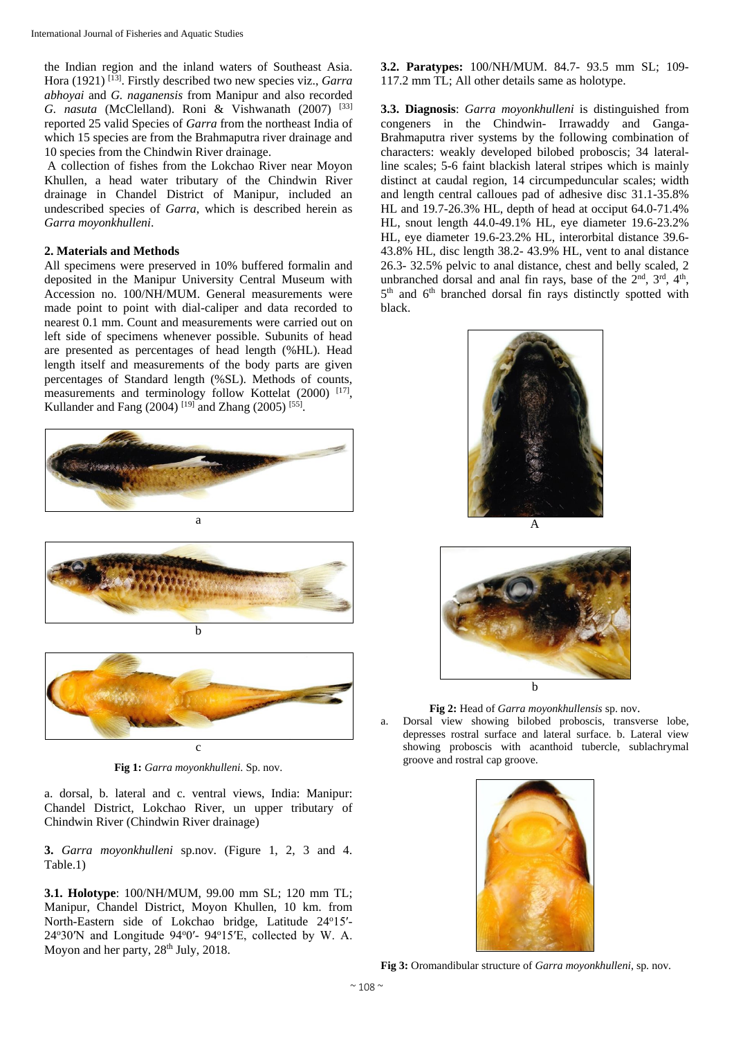the Indian region and the inland waters of Southeast Asia. Hora (1921) [13]. Firstly described two new species viz., *Garra abhoyai* and *G. naganensis* from Manipur and also recorded *G. nasuta* (McClelland). Roni & Vishwanath (2007) [33] reported 25 valid Species of *Garra* from the northeast India of which 15 species are from the Brahmaputra river drainage and 10 species from the Chindwin River drainage.

A collection of fishes from the Lokchao River near Moyon Khullen, a head water tributary of the Chindwin River drainage in Chandel District of Manipur, included an undescribed species of *Garra*, which is described herein as *Garra moyonkhulleni*.

### 2. Materials and Methods

All specimens were preserved in 10% buffered formalin and deposited in the Manipur University Central Museum with Accession no. 100/NH/MUM. General measurements were made point to point with dial-caliper and data recorded to nearest 0.1 mm. Count and measurements were carried out on left side of specimens whenever possible. Subunits of head are presented as percentages of head length (%HL). Head length itself and measurements of the body parts are given percentages of Standard length (%SL). Methods of counts, measurements and terminology follow Kottelat (2000) [17], Kullander and Fang (2004) [19] and Zhang (2005) [55].

a

b

c

**Fig 1:** *Garra moyonkhulleni.* Sp. nov.

a. dorsal, b. lateral and c. ventral views, India: Manipur: Chandel District, Lokchao River, un upper tributary of Chindwin River (Chindwin River drainage)

**3.** *Garra moyonkhulleni* sp.nov. (Figure 1, 2, 3 and 4. Table.1)

**3.1. Holotype**: 100/NH/MUM, 99.00 mm SL; 120 mm TL; Manipur, Chandel District, Moyon Khullen, 10 km. from North-Eastern side of Lokchao bridge, Latitude 24°15′-24°30′N and Longitude 94°0′- 94°15′E, collected by W. A. Moyon and her party, 28th July, 2018.

**3.2. Paratypes:** 100/NH/MUM. 84.7- 93.5 mm SL; 109-117.2 mm TL; All other details same as holotype.

**3.3. Diagnosis**: *Garra moyonkhulleni* is distinguished from congeners in the Chindwin- Irrawaddy and Ganga-Brahmaputra river systems by the following combination of characters: weakly developed bilobed proboscis; 34 lateral-line scales; 5-6 faint blackish lateral stripes which is mainly distinct at caudal region, 14 circumpeduncular scales; width and length central calloues pad of adhesive disc 31.1-35.8% HL and 19.7-26.3% HL, depth of head at occiput 64.0-71.4% HL, snout length 44.0-49.1% HL, eye diameter 19.6-23.2% HL, eye diameter 19.6-23.2% HL, interorbital distance 39.6-43.8% HL, disc length 38.2- 43.9% HL, vent to anal distance 26.3- 32.5% pelvic to anal distance, chest and belly scaled, 2 unbranched dorsal and anal fin rays, base of the 2nd, 3rd, 4th, 5th and 6th branched dorsal fin rays distinctly spotted with black.

A

b

**Fig 2:** Head of *Garra moyonkhullensis* sp. nov.

a. Dorsal view showing bilobed proboscis, transverse lobe, depresses rostral surface and lateral surface. b. Lateral view showing proboscis with acanthoid tubercle, sublachrymal groove and rostral cap groove.

**Fig 3:** Oromandibular structure of *Garra moyonkhulleni*, sp. nov.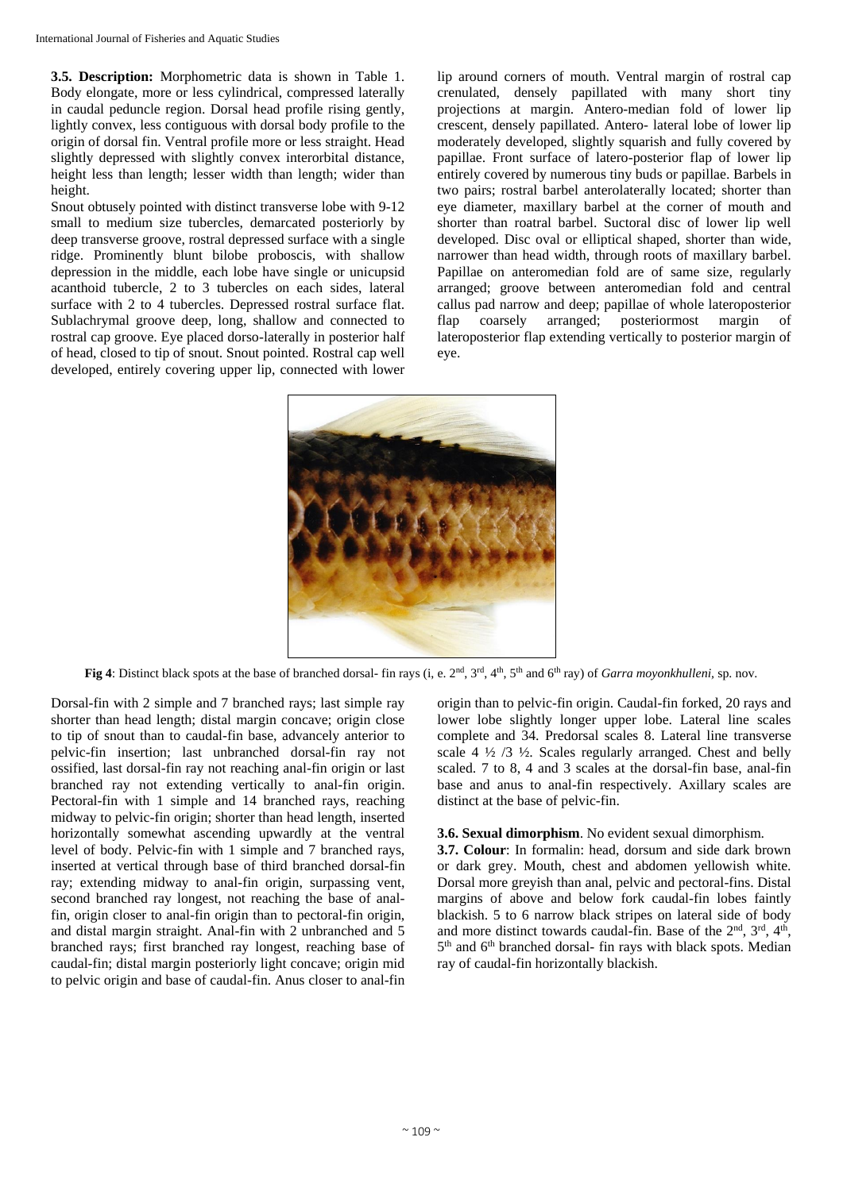**3.5. Description:** Morphometric data is shown in Table 1. Body elongate, more or less cylindrical, compressed laterally in caudal peduncle region. Dorsal head profile rising gently, lightly convex, less contiguous with dorsal body profile to the origin of dorsal fin. Ventral profile more or less straight. Head slightly depressed with slightly convex interorbital distance, height less than length; lesser width than length; wider than height.

Snout obtusely pointed with distinct transverse lobe with 9-12 small to medium size tubercles, demarcated posteriorly by deep transverse groove, rostral depressed surface with a single ridge. Prominently blunt bilobe proboscis, with shallow depression in the middle, each lobe have single or unicupsid acanthoid tubercle, 2 to 3 tubercles on each sides, lateral surface with 2 to 4 tubercles. Depressed rostral surface flat. Sublachrymal groove deep, long, shallow and connected to rostral cap groove. Eye placed dorso-laterally in posterior half of head, closed to tip of snout. Snout pointed. Rostral cap well developed, entirely covering upper lip, connected with lower lip around corners of mouth. Ventral margin of rostral cap crenulated, densely papillated with many short tiny projections at margin. Antero-median fold of lower lip crescent, densely papillated. Antero- lateral lobe of lower lip moderately developed, slightly squarish and fully covered by papillae. Front surface of latero-posterior flap of lower lip entirely covered by numerous tiny buds or papillae. Barbels in two pairs; rostral barbel anterolaterally located; shorter than eye diameter, maxillary barbel at the corner of mouth and shorter than roatral barbel. Suctoral disc of lower lip well developed. Disc oval or elliptical shaped, shorter than wide, narrower than head width, through roots of maxillary barbel. Papillae on anteromedian fold are of same size, regularly arranged; groove between anteromedian fold and central callus pad narrow and deep; papillae of whole lateroposterior flap coarsely arranged; posteriormost margin of lateroposterior flap extending vertically to posterior margin of eye.

**Fig 4**: Distinct black spots at the base of branched dorsal- fin rays (i, e. 2nd, 3rd, 4th, 5th and 6th ray) of *Garra moyonkhulleni*, sp. nov.

Dorsal-fin with 2 simple and 7 branched rays; last simple ray shorter than head length; distal margin concave; origin close to tip of snout than to caudal-fin base, advancely anterior to pelvic-fin insertion; last unbranched dorsal-fin ray not ossified, last dorsal-fin ray not reaching anal-fin origin or last branched ray not extending vertically to anal-fin origin. Pectoral-fin with 1 simple and 14 branched rays, reaching midway to pelvic-fin origin; shorter than head length, inserted horizontally somewhat ascending upwardly at the ventral level of body. Pelvic-fin with 1 simple and 7 branched rays, inserted at vertical through base of third branched dorsal-fin ray; extending midway to anal-fin origin, surpassing vent, second branched ray longest, not reaching the base of anal-fin, origin closer to anal-fin origin than to pectoral-fin origin, and distal margin straight. Anal-fin with 2 unbranched and 5 branched rays; first branched ray longest, reaching base of caudal-fin; distal margin posteriorly light concave; origin mid to pelvic origin and base of caudal-fin. Anus closer to anal-fin origin than to pelvic-fin origin. Caudal-fin forked, 20 rays and lower lobe slightly longer upper lobe. Lateral line scales complete and 34. Predorsal scales 8. Lateral line transverse scale 4 ½ /3 ½. Scales regularly arranged. Chest and belly scaled. 7 to 8, 4 and 3 scales at the dorsal-fin base, anal-fin base and anus to anal-fin respectively. Axillary scales are distinct at the base of pelvic-fin.

**3.6. Sexual dimorphism**. No evident sexual dimorphism.

**3.7. Colour**: In formalin: head, dorsum and side dark brown or dark grey. Mouth, chest and abdomen yellowish white. Dorsal more greyish than anal, pelvic and pectoral-fins. Distal margins of above and below fork caudal-fin lobes faintly blackish. 5 to 6 narrow black stripes on lateral side of body and more distinct towards caudal-fin. Base of the 2nd, 3rd, 4th, 5th and 6th branched dorsal- fin rays with black spots. Median ray of caudal-fin horizontally blackish.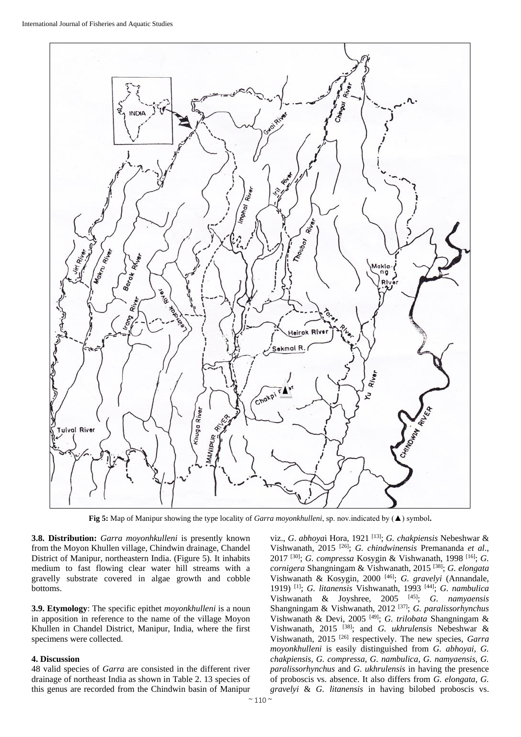**Fig 5:** Map of Manipur showing the type locality of *Garra moyonkhulleni*, sp. nov.indicated by (▲) symbol**.**

**3.8. Distribution:** *Garra moyonhkulleni* is presently known from the Moyon Khullen village, Chindwin drainage, Chandel District of Manipur, northeastern India. (Figure 5). It inhabits medium to fast flowing clear water hill streams with a gravelly substrate covered in algae growth and cobble bottoms.

**3.9. Etymology**: The specific epithet *moyonkhulleni* is a noun in apposition in reference to the name of the village Moyon Khullen in Chandel District, Manipur, India, where the first specimens were collected.

#### 4. Discussion

48 valid species of *Garra* are consisted in the different river drainage of northeast India as shown in Table 2. 13 species of this genus are recorded from the Chindwin basin of Manipur viz., *G. abhoya*i Hora, 1921 [13]; *G. chakpiensis* Nebeshwar & Vishwanath, 2015 [26]; *G. chindwinensis* Premananda *et al*., 2017 [30]; *G. compressa* Kosygin & Vishwanath, 1998 [16]; *G. cornigera* Shangningam & Vishwanath, 2015 [38]; *G. elongata* Vishwanath & Kosygin, 2000 [46]; *G. gravelyi* (Annandale, 1919) [1]; *G. litanensis* Vishwanath, 1993 [44]; *G. nambulica* Vishwanath & Joyshree, 2005 [45]; *G. namyaensis* Shangningam & Vishwanath, 2012 [37]; *G. paralissorhynchus* Vishwanath & Devi, 2005 [49]; *G. trilobata* Shangningam & Vishwanath, 2015 [38]; and *G. ukhrulensis* Nebeshwar & Vishwanath, 2015 [26] respectively. The new species, *Garra moyonkhulleni* is easily distinguished from *G. abhoyai*, *G. chakpiensis, G. compressa, G. nambulica*, *G. namyaensis, G. paralissorhynchus* and *G. ukhrulensis* in having the presence of proboscis vs. absence. It also differs from *G. elongata, G. gravelyi* & *G. litanensis* in having bilobed proboscis vs.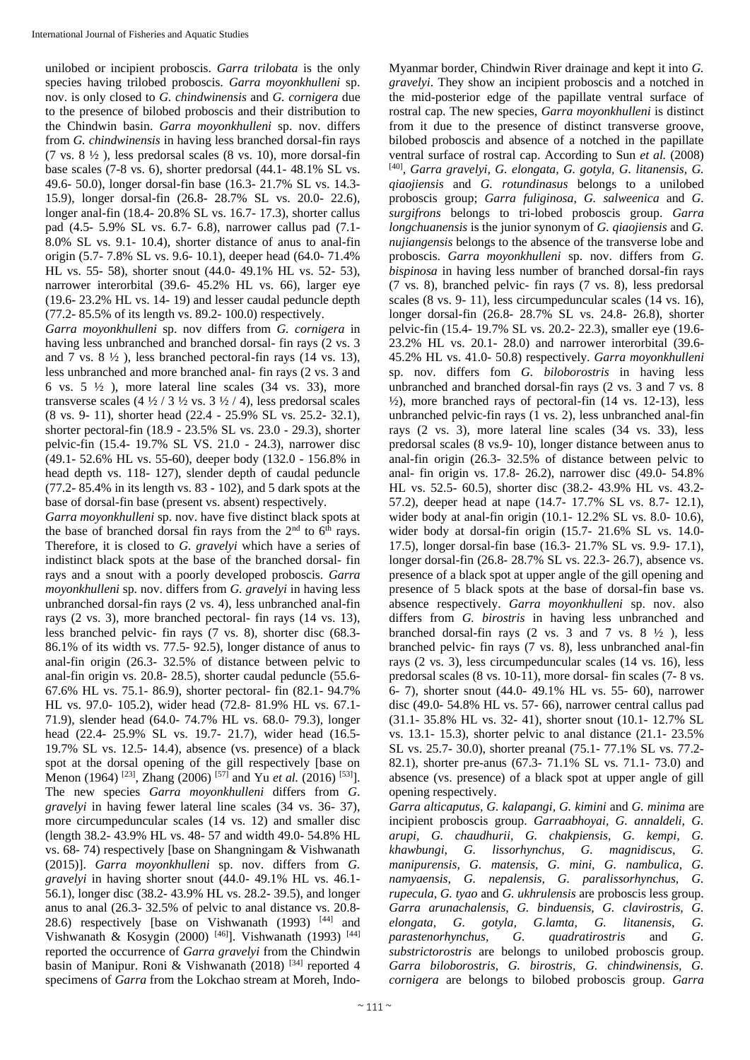unilobed or incipient proboscis. *Garra trilobata* is the only species having trilobed proboscis. *Garra moyonkhulleni* sp. nov. is only closed to *G. chindwinensis* and *G. cornigera* due to the presence of bilobed proboscis and their distribution to the Chindwin basin. *Garra moyonkhulleni* sp. nov. differs from *G. chindwinensis* in having less branched dorsal-fin rays (7 vs. 8 ½ ), less predorsal scales (8 vs. 10), more dorsal-fin base scales (7-8 vs. 6), shorter predorsal (44.1- 48.1% SL vs. 49.6- 50.0), longer dorsal-fin base (16.3- 21.7% SL vs. 14.3- 15.9), longer dorsal-fin (26.8- 28.7% SL vs. 20.0- 22.6), longer anal-fin (18.4- 20.8% SL vs. 16.7- 17.3), shorter callus pad (4.5- 5.9% SL vs. 6.7- 6.8), narrower callus pad (7.1- 8.0% SL vs. 9.1- 10.4), shorter distance of anus to anal-fin origin (5.7- 7.8% SL vs. 9.6- 10.1), deeper head (64.0- 71.4% HL vs. 55- 58), shorter snout (44.0- 49.1% HL vs. 52- 53), narrower interorbital (39.6- 45.2% HL vs. 66), larger eye (19.6- 23.2% HL vs. 14- 19) and lesser caudal peduncle depth (77.2- 85.5% of its length vs. 89.2- 100.0) respectively.

*Garra moyonkhulleni* sp nov differs from *G. cornigera* in having less unbranched and branched dorsal- fin rays (2 vs. 3 and 7 vs. 8 ½ ), less branched pectoral-fin rays (14 vs. 13), less unbranched and more branched anal- fin rays (2 vs. 3 and 6 vs. 5 ½ ), more lateral line scales (34 vs. 33), more transverse scales (4 ½ / 3 ½ vs. 3 ½ / 4), less predorsal scales (8 vs. 9- 11), shorter head (22.4 - 25.9% SL vs. 25.2- 32.1), shorter pectoral-fin (18.9 - 23.5% SL vs. 23.0 - 29.3), shorter pelvic-fin (15.4- 19.7% SL VS. 21.0 - 24.3), narrower disc (49.1- 52.6% HL vs. 55-60), deeper body (132.0 - 156.8% in head depth vs. 118- 127), slender depth of caudal peduncle (77.2- 85.4% in its length vs. 83 - 102), and 5 dark spots at the base of dorsal-fin base (present vs. absent) respectively.

*Garra moyonkhulleni* sp. nov. have five distinct black spots at the base of branched dorsal fin rays from the 2nd to 6th rays. Therefore, it is closed to *G. gravelyi* which have a series of indistinct black spots at the base of the branched dorsal- fin rays and a snout with a poorly developed proboscis. *Garra moyonkhulleni* sp. nov. differs from *G. gravelyi* in having less unbranched dorsal-fin rays (2 vs. 4), less unbranched anal-fin rays (2 vs. 3), more branched pectoral- fin rays (14 vs. 13), less branched pelvic- fin rays (7 vs. 8), shorter disc (68.3- 86.1% of its width vs. 77.5- 92.5), longer distance of anus to anal-fin origin (26.3- 32.5% of distance between pelvic to anal-fin origin vs. 20.8- 28.5), shorter caudal peduncle (55.6- 67.6% HL vs. 75.1- 86.9), shorter pectoral- fin (82.1- 94.7% HL vs. 97.0- 105.2), wider head (72.8- 81.9% HL vs. 67.1- 71.9), slender head (64.0- 74.7% HL vs. 68.0- 79.3), longer head (22.4- 25.9% SL vs. 19.7- 21.7), wider head (16.5- 19.7% SL vs. 12.5- 14.4), absence (vs. presence) of a black spot at the dorsal opening of the gill respectively [base on Menon (1964) [23], Zhang (2006) [57] and Yu *et al.* (2016) [53]]. The new species *Garra moyonkhulleni* differs from *G. gravelyi* in having fewer lateral line scales (34 vs. 36- 37), more circumpeduncular scales (14 vs. 12) and smaller disc (length 38.2- 43.9% HL vs. 48- 57 and width 49.0- 54.8% HL vs. 68- 74) respectively [base on Shangningam & Vishwanath (2015)]. *Garra moyonkhulleni* sp. nov. differs from *G. gravelyi* in having shorter snout (44.0- 49.1% HL vs. 46.1- 56.1), longer disc (38.2- 43.9% HL vs. 28.2- 39.5), and longer anus to anal (26.3- 32.5% of pelvic to anal distance vs. 20.8- 28.6) respectively [base on Vishwanath (1993) [44] and Vishwanath & Kosygin (2000) [46]]. Vishwanath (1993) [44] reported the occurrence of *Garra gravelyi* from the Chindwin basin of Manipur. Roni & Vishwanath (2018) [34] reported 4 specimens of *Garra* from the Lokchao stream at Moreh, Indo-Myanmar border, Chindwin River drainage and kept it into *G. gravelyi*. They show an incipient proboscis and a notched in the mid-posterior edge of the papillate ventral surface of rostral cap. The new species, *Garra moyonkhulleni* is distinct from it due to the presence of distinct transverse groove, bilobed proboscis and absence of a notched in the papillate ventral surface of rostral cap. According to Sun *et al.* (2008) [40], *Garra gravelyi, G. elongata, G. gotyla, G. litanensis, G. qiaojiensis* and *G. rotundinasus* belongs to a unilobed proboscis group; *Garra fuliginosa, G. salweenica* and *G. surgifrons* belongs to tri-lobed proboscis group. *Garra longchuanensis* is the junior synonym of *G. qiaojiensis* and *G. nujiangensis* belongs to the absence of the transverse lobe and proboscis. *Garra moyonkhulleni* sp. nov. differs from *G. bispinosa* in having less number of branched dorsal-fin rays (7 vs. 8), branched pelvic- fin rays (7 vs. 8), less predorsal scales (8 vs. 9- 11), less circumpeduncular scales (14 vs. 16), longer dorsal-fin (26.8- 28.7% SL vs. 24.8- 26.8), shorter pelvic-fin (15.4- 19.7% SL vs. 20.2- 22.3), smaller eye (19.6- 23.2% HL vs. 20.1- 28.0) and narrower interorbital (39.6- 45.2% HL vs. 41.0- 50.8) respectively. *Garra moyonkhulleni* sp. nov. differs fom *G. biloborostris* in having less unbranched and branched dorsal-fin rays (2 vs. 3 and 7 vs. 8 ½), more branched rays of pectoral-fin (14 vs. 12-13), less unbranched pelvic-fin rays (1 vs. 2), less unbranched anal-fin rays (2 vs. 3), more lateral line scales (34 vs. 33), less predorsal scales (8 vs.9- 10), longer distance between anus to anal-fin origin (26.3- 32.5% of distance between pelvic to anal- fin origin vs. 17.8- 26.2), narrower disc (49.0- 54.8% HL vs. 52.5- 60.5), shorter disc (38.2- 43.9% HL vs. 43.2- 57.2), deeper head at nape (14.7- 17.7% SL vs. 8.7- 12.1), wider body at anal-fin origin (10.1- 12.2% SL vs. 8.0- 10.6), wider body at dorsal-fin origin (15.7- 21.6% SL vs. 14.0- 17.5), longer dorsal-fin base (16.3- 21.7% SL vs. 9.9- 17.1), longer dorsal-fin (26.8- 28.7% SL vs. 22.3- 26.7), absence vs. presence of a black spot at upper angle of the gill opening and presence of 5 black spots at the base of dorsal-fin base vs. absence respectively. *Garra moyonkhulleni* sp. nov. also differs from *G. birostris* in having less unbranched and branched dorsal-fin rays (2 vs. 3 and 7 vs. 8 ½ ), less branched pelvic- fin rays (7 vs. 8), less unbranched anal-fin rays (2 vs. 3), less circumpeduncular scales (14 vs. 16), less predorsal scales (8 vs. 10-11), more dorsal- fin scales (7- 8 vs. 6- 7), shorter snout (44.0- 49.1% HL vs. 55- 60), narrower disc (49.0- 54.8% HL vs. 57- 66), narrower central callus pad (31.1- 35.8% HL vs. 32- 41), shorter snout (10.1- 12.7% SL vs. 13.1- 15.3), shorter pelvic to anal distance (21.1- 23.5% SL vs. 25.7- 30.0), shorter preanal (75.1- 77.1% SL vs. 77.2- 82.1), shorter pre-anus (67.3- 71.1% SL vs. 71.1- 73.0) and absence (vs. presence) of a black spot at upper angle of gill opening respectively.

*Garra alticaputus, G. kalapangi, G. kimini* and *G. minima* are incipient proboscis group. *Garraabhoyai, G. annaldeli, G. arupi, G. chaudhurii, G. chakpiensis, G. kempi, G. khawbungi, G. lissorhynchus, G. magnidiscus, G. manipurensis, G. matensis, G. mini, G. nambulica, G. namyaensis, G. nepalensis, G. paralissorhynchus, G. rupecula, G. tyao* and *G. ukhrulensis* are proboscis less group. *Garra arunachalensis, G. binduensis, G. clavirostris, G. elongata, G. gotyla, G.lamta, G. litanensis, G. parastenorhynchus, G. quadratirostris* and *G. substrictorostris* are belongs to unilobed proboscis group. *Garra biloborostris, G. birostris, G. chindwinensis, G. cornigera* are belongs to bilobed proboscis group. *Garra*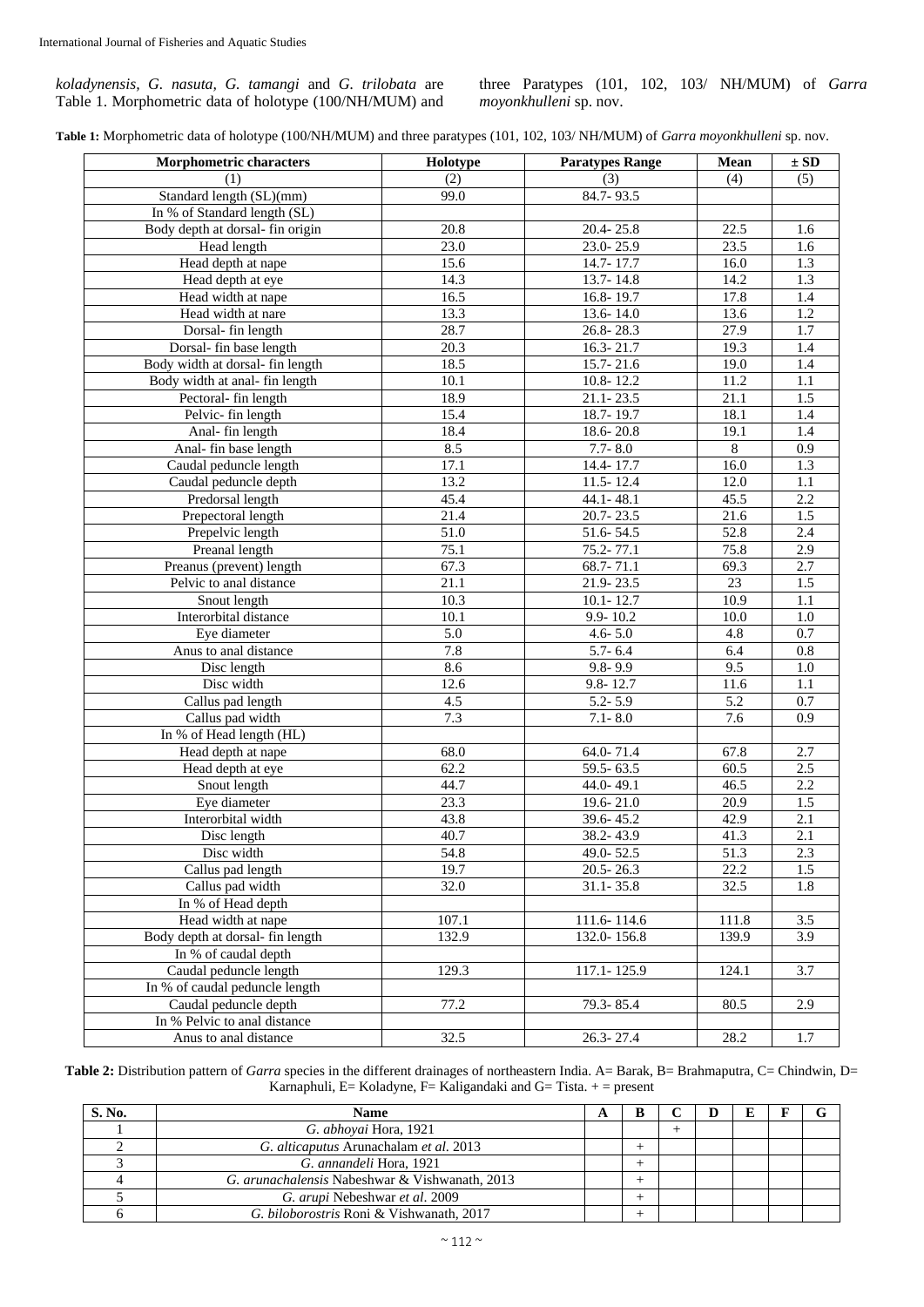*koladynensis, G. nasuta, G. tamangi* and *G. trilobata* are Table 1. Morphometric data of holotype (100/NH/MUM) and three Paratypes (101, 102, 103/ NH/MUM) of *Garra moyonkhulleni* sp. nov.

**Table 1:** Morphometric data of holotype (100/NH/MUM) and three paratypes (101, 102, 103/ NH/MUM) of *Garra moyonkhulleni* sp. nov.

| Morphometric characters | Holotype | Paratypes Range | Mean | ± SD |
|---|---|---|---|---|
| (1) | (2) | (3) | (4) | (5) |
| Standard length (SL)(mm) | 99.0 | 84.7- 93.5 | | |
| In % of Standard length (SL) | | | | |
| Body depth at dorsal- fin origin | 20.8 | 20.4- 25.8 | 22.5 | 1.6 |
| Head length | 23.0 | 23.0- 25.9 | 23.5 | 1.6 |
| Head depth at nape | 15.6 | 14.7- 17.7 | 16.0 | 1.3 |
| Head depth at eye | 14.3 | 13.7- 14.8 | 14.2 | 1.3 |
| Head width at nape | 16.5 | 16.8- 19.7 | 17.8 | 1.4 |
| Head width at nare | 13.3 | 13.6- 14.0 | 13.6 | 1.2 |
| Dorsal- fin length | 28.7 | 26.8- 28.3 | 27.9 | 1.7 |
| Dorsal- fin base length | 20.3 | 16.3- 21.7 | 19.3 | 1.4 |
| Body width at dorsal- fin length | 18.5 | 15.7- 21.6 | 19.0 | 1.4 |
| Body width at anal- fin length | 10.1 | 10.8- 12.2 | 11.2 | 1.1 |
| Pectoral- fin length | 18.9 | 21.1- 23.5 | 21.1 | 1.5 |
| Pelvic- fin length | 15.4 | 18.7- 19.7 | 18.1 | 1.4 |
| Anal- fin length | 18.4 | 18.6- 20.8 | 19.1 | 1.4 |
| Anal- fin base length | 8.5 | 7.7- 8.0 | 8 | 0.9 |
| Caudal peduncle length | 17.1 | 14.4- 17.7 | 16.0 | 1.3 |
| Caudal peduncle depth | 13.2 | 11.5- 12.4 | 12.0 | 1.1 |
| Predorsal length | 45.4 | 44.1- 48.1 | 45.5 | 2.2 |
| Prepectoral length | 21.4 | 20.7- 23.5 | 21.6 | 1.5 |
| Prepelvic length | 51.0 | 51.6- 54.5 | 52.8 | 2.4 |
| Preanal length | 75.1 | 75.2- 77.1 | 75.8 | 2.9 |
| Preanus (prevent) length | 67.3 | 68.7- 71.1 | 69.3 | 2.7 |
| Pelvic to anal distance | 21.1 | 21.9- 23.5 | 23 | 1.5 |
| Snout length | 10.3 | 10.1- 12.7 | 10.9 | 1.1 |
| Interorbital distance | 10.1 | 9.9- 10.2 | 10.0 | 1.0 |
| Eye diameter | 5.0 | 4.6- 5.0 | 4.8 | 0.7 |
| Anus to anal distance | 7.8 | 5.7- 6.4 | 6.4 | 0.8 |
| Disc length | 8.6 | 9.8- 9.9 | 9.5 | 1.0 |
| Disc width | 12.6 | 9.8- 12.7 | 11.6 | 1.1 |
| Callus pad length | 4.5 | 5.2- 5.9 | 5.2 | 0.7 |
| Callus pad width | 7.3 | 7.1- 8.0 | 7.6 | 0.9 |
| In % of Head length (HL) | | | | |
| Head depth at nape | 68.0 | 64.0- 71.4 | 67.8 | 2.7 |
| Head depth at eye | 62.2 | 59.5- 63.5 | 60.5 | 2.5 |
| Snout length | 44.7 | 44.0- 49.1 | 46.5 | 2.2 |
| Eye diameter | 23.3 | 19.6- 21.0 | 20.9 | 1.5 |
| Interorbital width | 43.8 | 39.6- 45.2 | 42.9 | 2.1 |
| Disc length | 40.7 | 38.2- 43.9 | 41.3 | 2.1 |
| Disc width | 54.8 | 49.0- 52.5 | 51.3 | 2.3 |
| Callus pad length | 19.7 | 20.5- 26.3 | 22.2 | 1.5 |
| Callus pad width | 32.0 | 31.1- 35.8 | 32.5 | 1.8 |
| In % of Head depth | | | | |
| Head width at nape | 107.1 | 111.6- 114.6 | 111.8 | 3.5 |
| Body depth at dorsal- fin length | 132.9 | 132.0- 156.8 | 139.9 | 3.9 |
| In % of caudal depth | | | | |
| Caudal peduncle length | 129.3 | 117.1- 125.9 | 124.1 | 3.7 |
| In % of caudal peduncle length | | | | |
| Caudal peduncle depth | 77.2 | 79.3- 85.4 | 80.5 | 2.9 |
| In % Pelvic to anal distance | | | | |
| Anus to anal distance | 32.5 | 26.3- 27.4 | 28.2 | 1.7 |

**Table 2:** Distribution pattern of *Garra* species in the different drainages of northeastern India. A= Barak, B= Brahmaputra, C= Chindwin, D= Karnaphuli, E= Koladyne, F= Kaligandaki and G= Tista. + = present

| S. No. | Name | A | B | C | D | E | F | G |
|---|---|---|---|---|---|---|---|---|
| 1 | *G. abhoyai* Hora, 1921 | | | + | | | | |
| 2 | *G. alticaputus* Arunachalam *et al.* 2013 | | + | | | | | |
| 3 | *G. annandeli* Hora, 1921 | | + | | | | | |
| 4 | *G. arunachalensis* Nabeshwar & Vishwanath, 2013 | | + | | | | | |
| 5 | *G. arupi* Nebeshwar *et al.* 2009 | | + | | | | | |
| 6 | *G. biloborostris* Roni & Vishwanath, 2017 | | + | | | | | |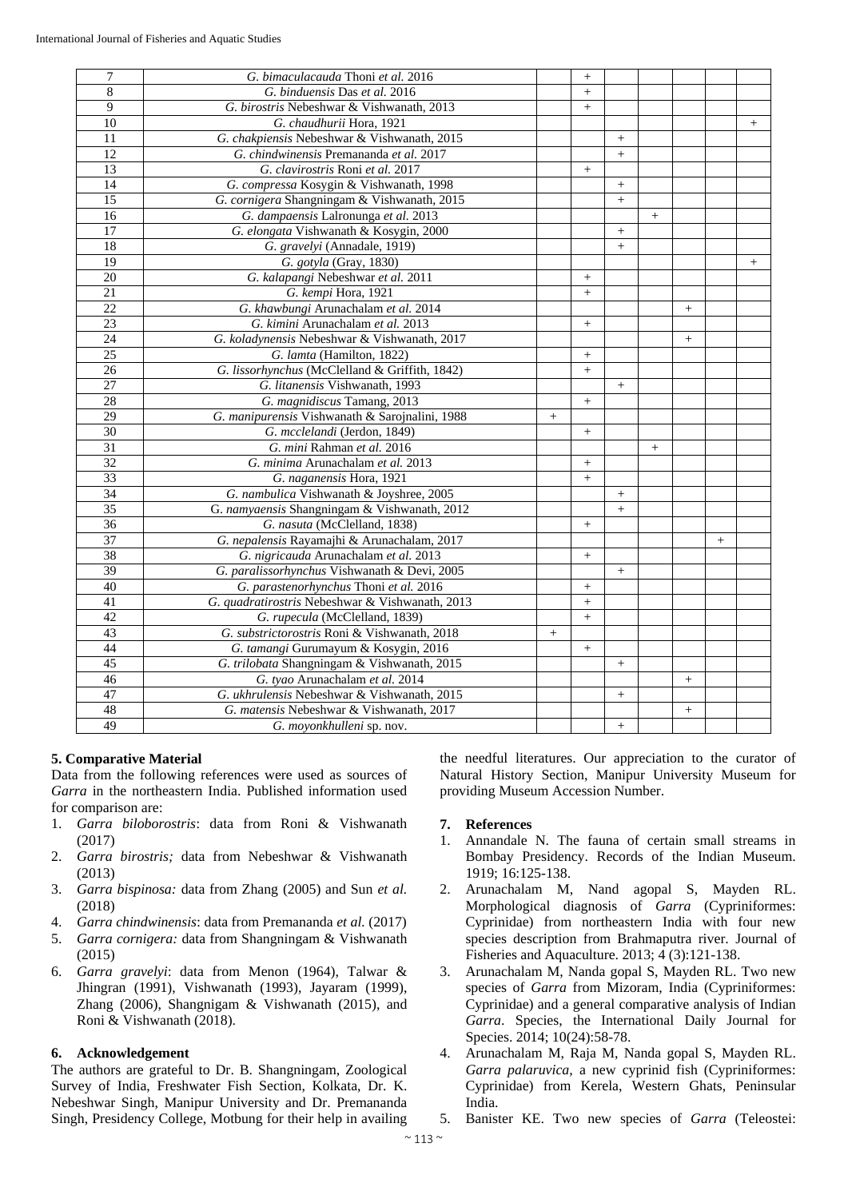| | | | | | | | | |
|---|---|---|---|---|---|---|---|---|
| 7 | *G. bimaculacauda* Thoni *et al.* 2016 | | + | | | | | |
| 8 | *G. binduensis* Das *et al.* 2016 | | + | | | | | |
| 9 | *G. birostris* Nebeshwar & Vishwanath, 2013 | | + | | | | | |
| 10 | *G. chaudhurii* Hora, 1921 | | | | | | | + |
| 11 | *G. chakpiensis* Nebeshwar & Vishwanath, 2015 | | | + | | | | |
| 12 | *G. chindwinensis* Premananda *et al.* 2017 | | | + | | | | |
| 13 | *G. clavirostris* Roni *et al.* 2017 | | + | | | | | |
| 14 | *G. compressa* Kosygin & Vishwanath, 1998 | | | + | | | | |
| 15 | *G. cornigera* Shangningam & Vishwanath, 2015 | | | + | | | | |
| 16 | *G. dampaensis* Lalronunga *et al.* 2013 | | | | + | | | |
| 17 | *G. elongata* Vishwanath & Kosygin, 2000 | | | + | | | | |
| 18 | *G. gravelyi* (Annadale, 1919) | | | + | | | | |
| 19 | *G. gotyla* (Gray, 1830) | | | | | | | + |
| 20 | *G. kalapangi* Nebeshwar *et al.* 2011 | | + | | | | | |
| 21 | *G. kempi* Hora, 1921 | | + | | | | | |
| 22 | *G. khawbungi* Arunachalam *et al.* 2014 | | | | | + | | |
| 23 | *G. kimini* Arunachalam *et al.* 2013 | | + | | | | | |
| 24 | *G. koladynesis* Nebeshwar & Vishwanath, 2017 | | | | | + | | |
| 25 | *G. lamta* (Hamilton, 1822) | | + | | | | | |
| 26 | *G. lissorhynchus* (McClelland & Griffith, 1842) | | + | | | | | |
| 27 | *G. litanensis* Vishwanath, 1993 | | | + | | | | |
| 28 | *G. magnidiscus* Tamang, 2013 | | + | | | | | |
| 29 | *G. manipurensis* Vishwanath & Sarojnalini, 1988 | + | | | | | | |
| 30 | *G. mcclelandi* (Jerdon, 1849) | | + | | | | | |
| 31 | *G. mini* Rahman *et al.* 2016 | | | | + | | | |
| 32 | *G. minima* Arunachalam *et al.* 2013 | | + | | | | | |
| 33 | *G. naganensis* Hora, 1921 | | + | | | | | |
| 34 | *G. nambulica* Vishwanath & Joyshree, 2005 | | | + | | | | |
| 35 | G. *namyaensis* Shangningam & Vishwanath, 2012 | | | + | | | | |
| 36 | *G. nasuta* (McClelland, 1838) | | + | | | | | |
| 37 | *G. nepalensis* Rayamajhi & Arunachalam, 2017 | | | | | | + | |
| 38 | *G. nigricauda* Arunachalam *et al.* 2013 | | + | | | | | |
| 39 | *G. paralissorhynchus* Vishwanath & Devi, 2005 | | | + | | | | |
| 40 | *G. parastenorhynchus* Thoni *et al.* 2016 | | + | | | | | |
| 41 | *G. quadratirostris* Nebeshwar & Vishwanath, 2013 | | + | | | | | |
| 42 | *G. rupecula* (McClelland, 1839) | | + | | | | | |
| 43 | *G. substrictorostris* Roni & Vishwanath, 2018 | + | | | | | | |
| 44 | *G. tamangi* Gurumayum & Kosygin, 2016 | | + | | | | | |
| 45 | *G. trilobata* Shangningam & Vishwanath, 2015 | | | + | | | | |
| 46 | *G. tyao* Arunachalam *et al.* 2014 | | | | | + | | |
| 47 | *G. ukhrulensis* Nebeshwar & Vishwanath, 2015 | | | + | | | | |
| 48 | *G. matensis* Nebeshwar & Vishwanath, 2017 | | | | | + | | |
| 49 | *G. moyonkhulleni* sp. nov. | | | + | | | | |

## 5. Comparative Material

Data from the following references were used as sources of *Garra* in the northeastern India. Published information used for comparison are:

1. *Garra biloborostris*: data from Roni & Vishwanath (2017)
2. *Garra birostris;* data from Nebeshwar & Vishwanath (2013)
3. *Garra bispinosa:* data from Zhang (2005) and Sun *et al.* (2018)
4. *Garra chindwinensis*: data from Premananda *et al.* (2017)
5. *Garra cornigera:* data from Shangningam & Vishwanath (2015)
6. *Garra gravelyi*: data from Menon (1964), Talwar & Jhingran (1991), Vishwanath (1993), Jayaram (1999), Zhang (2006), Shangnigam & Vishwanath (2015), and Roni & Vishwanath (2018).

## 6. Acknowledgement

The authors are grateful to Dr. B. Shangningam, Zoological Survey of India, Freshwater Fish Section, Kolkata, Dr. K. Nebeshwar Singh, Manipur University and Dr. Premananda Singh, Presidency College, Motbung for their help in availing the needful literatures. Our appreciation to the curator of Natural History Section, Manipur University Museum for providing Museum Accession Number.

## 7. References

1. Annandale N. The fauna of certain small streams in Bombay Presidency. Records of the Indian Museum. 1919; 16:125-138.
2. Arunachalam M, Nand agopal S, Mayden RL. Morphological diagnosis of *Garra* (Cypriniformes: Cyprinidae) from northeastern India with four new species description from Brahmaputra river. Journal of Fisheries and Aquaculture. 2013; 4 (3):121-138.
3. Arunachalam M, Nanda gopal S, Mayden RL. Two new species of *Garra* from Mizoram, India (Cypriniformes: Cyprinidae) and a general comparative analysis of Indian *Garra*. Species, the International Daily Journal for Species. 2014; 10(24):58-78.
4. Arunachalam M, Raja M, Nanda gopal S, Mayden RL. *Garra palaruvica*, a new cyprinid fish (Cypriniformes: Cyprinidae) from Kerela, Western Ghats, Peninsular India.
5. Banister KE. Two new species of *Garra* (Teleostei: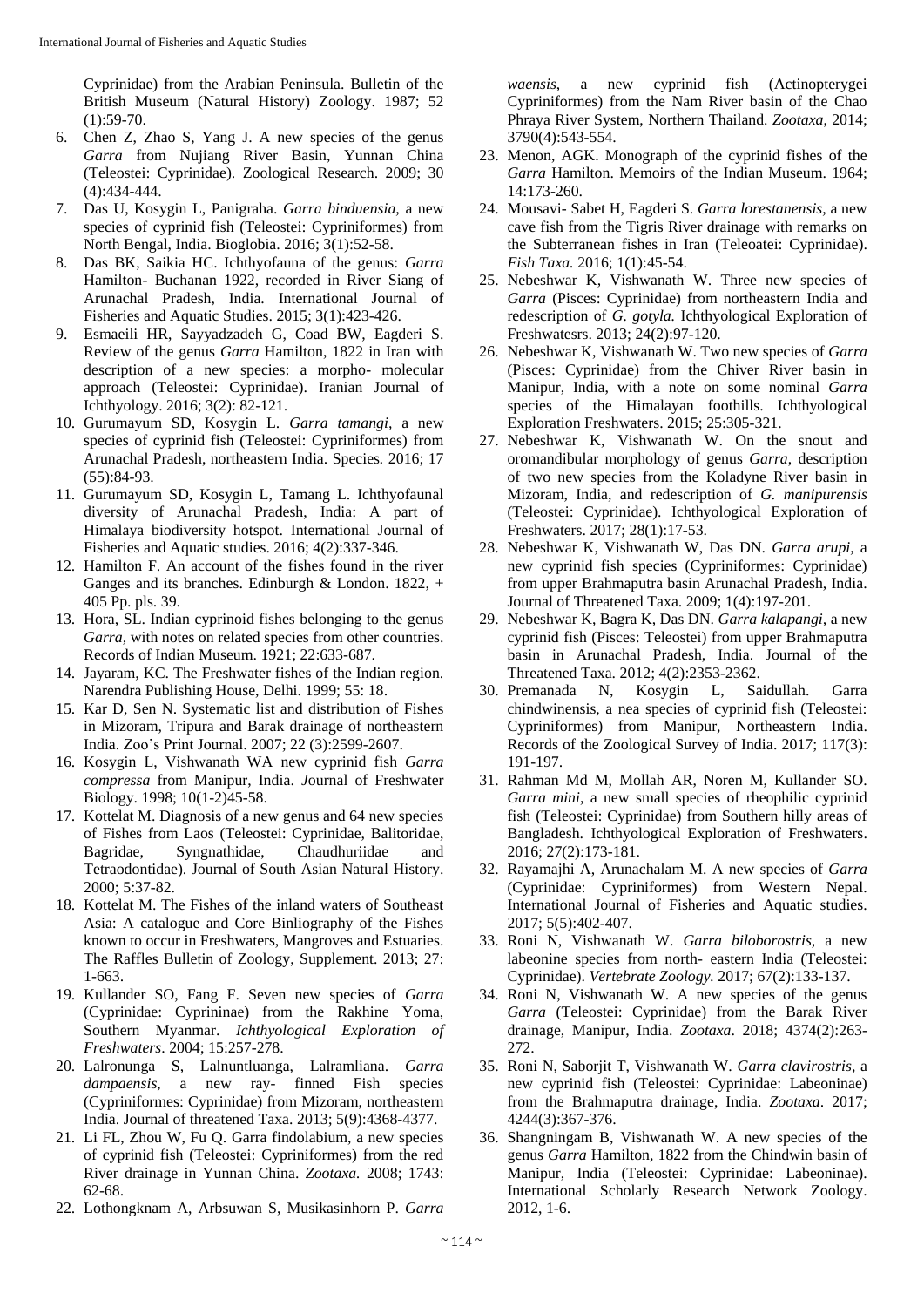Cyprinidae) from the Arabian Peninsula. Bulletin of the British Museum (Natural History) Zoology. 1987; 52 (1):59-70.

6. Chen Z, Zhao S, Yang J. A new species of the genus *Garra* from Nujiang River Basin, Yunnan China (Teleostei: Cyprinidae). Zoological Research. 2009; 30 (4):434-444.
7. Das U, Kosygin L, Panigraha. *Garra binduensia*, a new species of cyprinid fish (Teleostei: Cypriniformes) from North Bengal, India. Bioglobia. 2016; 3(1):52-58.
8. Das BK, Saikia HC. Ichthyofauna of the genus: *Garra* Hamilton- Buchanan 1922, recorded in River Siang of Arunachal Pradesh, India. International Journal of Fisheries and Aquatic Studies. 2015; 3(1):423-426.
9. Esmaeili HR, Sayyadzadeh G, Coad BW, Eagderi S. Review of the genus *Garra* Hamilton, 1822 in Iran with description of a new species: a morpho- molecular approach (Teleostei: Cyprinidae). Iranian Journal of Ichthyology. 2016; 3(2): 82-121.
10. Gurumayum SD, Kosygin L. *Garra tamangi*, a new species of cyprinid fish (Teleostei: Cypriniformes) from Arunachal Pradesh, northeastern India. Species. 2016; 17 (55):84-93.
11. Gurumayum SD, Kosygin L, Tamang L. Ichthyofaunal diversity of Arunachal Pradesh, India: A part of Himalaya biodiversity hotspot. International Journal of Fisheries and Aquatic studies. 2016; 4(2):337-346.
12. Hamilton F. An account of the fishes found in the river Ganges and its branches. Edinburgh & London. 1822, + 405 Pp. pls. 39.
13. Hora, SL. Indian cyprinoid fishes belonging to the genus *Garra*, with notes on related species from other countries. Records of Indian Museum. 1921; 22:633-687.
14. Jayaram, KC. The Freshwater fishes of the Indian region. Narendra Publishing House, Delhi. 1999; 55: 18.
15. Kar D, Sen N. Systematic list and distribution of Fishes in Mizoram, Tripura and Barak drainage of northeastern India. Zoo's Print Journal. 2007; 22 (3):2599-2607.
16. Kosygin L, Vishwanath WA new cyprinid fish *Garra compressa* from Manipur, India. *J*ournal of Freshwater Biology. 1998; 10(1-2)45-58.
17. Kottelat M. Diagnosis of a new genus and 64 new species of Fishes from Laos (Teleostei: Cyprinidae, Balitoridae, Bagridae, Syngnathidae, Chaudhuriidae and Tetraodontidae). Journal of South Asian Natural History. 2000; 5:37-82.
18. Kottelat M. The Fishes of the inland waters of Southeast Asia: A catalogue and Core Binliography of the Fishes known to occur in Freshwaters, Mangroves and Estuaries. The Raffles Bulletin of Zoology, Supplement. 2013; 27: 1-663.
19. Kullander SO, Fang F. Seven new species of *Garra* (Cyprinidae: Cyprininae) from the Rakhine Yoma, Southern Myanmar. *Ichthyological Exploration of Freshwaters*. 2004; 15:257-278.
20. Lalronunga S, Lalnuntluanga, Lalramliana. *Garra dampaensis*, a new ray- finned Fish species (Cypriniformes: Cyprinidae) from Mizoram, northeastern India. Journal of threatened Taxa. 2013; 5(9):4368-4377.
21. Li FL, Zhou W, Fu Q. Garra findolabium, a new species of cyprinid fish (Teleostei: Cypriniformes) from the red River drainage in Yunnan China. *Zootaxa.* 2008; 1743: 62-68.
22. Lothongknam A, Arbsuwan S, Musikasinhorn P. *Garra waensis*, a new cyprinid fish (Actinopterygei Cypriniformes) from the Nam River basin of the Chao Phraya River System, Northern Thailand. *Zootaxa*, 2014; 3790(4):543-554.
23. Menon, AGK. Monograph of the cyprinid fishes of the *Garra* Hamilton. Memoirs of the Indian Museum. 1964; 14:173-260.
24. Mousavi- Sabet H, Eagderi S. *Garra lorestanensis*, a new cave fish from the Tigris River drainage with remarks on the Subterranean fishes in Iran (Teleoatei: Cyprinidae). *Fish Taxa.* 2016; 1(1):45-54.
25. Nebeshwar K, Vishwanath W. Three new species of *Garra* (Pisces: Cyprinidae) from northeastern India and redescription of *G. gotyla.* Ichthyological Exploration of Freshwatesrs. 2013; 24(2):97-120.
26. Nebeshwar K, Vishwanath W. Two new species of *Garra* (Pisces: Cyprinidae) from the Chiver River basin in Manipur, India, with a note on some nominal *Garra* species of the Himalayan foothills. Ichthyological Exploration Freshwaters. 2015; 25:305-321.
27. Nebeshwar K, Vishwanath W. On the snout and oromandibular morphology of genus *Garra*, description of two new species from the Koladyne River basin in Mizoram, India, and redescription of *G. manipurensis* (Teleostei: Cyprinidae). Ichthyological Exploration of Freshwaters. 2017; 28(1):17-53.
28. Nebeshwar K, Vishwanath W, Das DN. *Garra arupi*, a new cyprinid fish species (Cypriniformes: Cyprinidae) from upper Brahmaputra basin Arunachal Pradesh, India. Journal of Threatened Taxa. 2009; 1(4):197-201.
29. Nebeshwar K, Bagra K, Das DN. *Garra kalapangi*, a new cyprinid fish (Pisces: Teleostei) from upper Brahmaputra basin in Arunachal Pradesh, India. Journal of the Threatened Taxa. 2012; 4(2):2353-2362.
30. Premanada N, Kosygin L, Saidullah. Garra chindwinensis, a nea species of cyprinid fish (Teleostei: Cypriniformes) from Manipur, Northeastern India. Records of the Zoological Survey of India. 2017; 117(3): 191-197.
31. Rahman Md M, Mollah AR, Noren M, Kullander SO. *Garra mini*, a new small species of rheophilic cyprinid fish (Teleostei: Cyprinidae) from Southern hilly areas of Bangladesh. Ichthyological Exploration of Freshwaters. 2016; 27(2):173-181.
32. Rayamajhi A, Arunachalam M. A new species of *Garra* (Cyprinidae: Cypriniformes) from Western Nepal. International Journal of Fisheries and Aquatic studies. 2017; 5(5):402-407.
33. Roni N, Vishwanath W. *Garra biloborostris*, a new labeonine species from north- eastern India (Teleostei: Cyprinidae). *Vertebrate Zoology.* 2017; 67(2):133-137.
34. Roni N, Vishwanath W. A new species of the genus *Garra* (Teleostei: Cyprinidae) from the Barak River drainage, Manipur, India. *Zootaxa*. 2018; 4374(2):263-272.
35. Roni N, Saborjit T, Vishwanath W. *Garra clavirostris*, a new cyprinid fish (Teleostei: Cyprinidae: Labeoninae) from the Brahmaputra drainage, India. *Zootaxa*. 2017; 4244(3):367-376.
36. Shangningam B, Vishwanath W. A new species of the genus *Garra* Hamilton, 1822 from the Chindwin basin of Manipur, India (Teleostei: Cyprinidae: Labeoninae). International Scholarly Research Network Zoology. 2012, 1-6.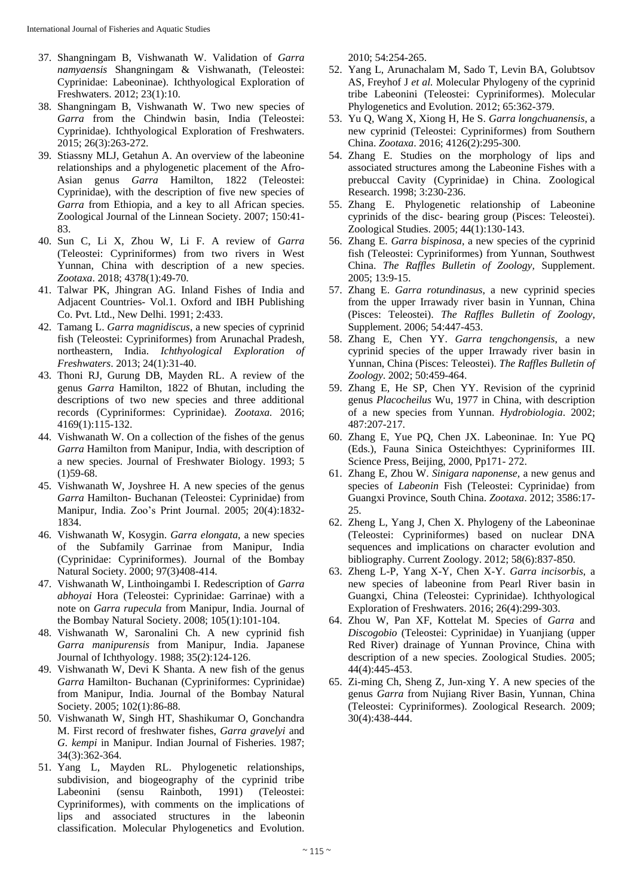37. Shangningam B, Vishwanath W. Validation of *Garra namyaensis* Shangningam & Vishwanath, (Teleostei: Cyprinidae: Labeoninae). Ichthyological Exploration of Freshwaters. 2012; 23(1):10.
38. Shangningam B, Vishwanath W. Two new species of *Garra* from the Chindwin basin, India (Teleostei: Cyprinidae). Ichthyological Exploration of Freshwaters. 2015; 26(3):263-272.
39. Stiassny MLJ, Getahun A. An overview of the labeonine relationships and a phylogenetic placement of the Afro-Asian genus *Garra* Hamilton, 1822 (Teleostei: Cyprinidae), with the description of five new species of *Garra* from Ethiopia, and a key to all African species. Zoological Journal of the Linnean Society. 2007; 150:41-83.
40. Sun C, Li X, Zhou W, Li F. A review of *Garra* (Teleostei: Cypriniformes) from two rivers in West Yunnan, China with description of a new species. *Zootaxa*. 2018; 4378(1):49-70.
41. Talwar PK, Jhingran AG. Inland Fishes of India and Adjacent Countries- Vol.1. Oxford and IBH Publishing Co. Pvt. Ltd., New Delhi. 1991; 2:433.
42. Tamang L. *Garra magnidiscus*, a new species of cyprinid fish (Teleostei: Cypriniformes) from Arunachal Pradesh, northeastern, India. *Ichthyological Exploration of Freshwaters*. 2013; 24(1):31-40.
43. Thoni RJ, Gurung DB, Mayden RL. A review of the genus *Garra* Hamilton, 1822 of Bhutan, including the descriptions of two new species and three additional records (Cypriniformes: Cyprinidae). *Zootaxa.* 2016; 4169(1):115-132.
44. Vishwanath W. On a collection of the fishes of the genus *Garra* Hamilton from Manipur, India, with description of a new species. Journal of Freshwater Biology. 1993; 5 (1)59-68.
45. Vishwanath W, Joyshree H. A new species of the genus *Garra* Hamilton- Buchanan (Teleostei: Cyprinidae) from Manipur, India. Zoo's Print Journal. 2005; 20(4):1832-1834.
46. Vishwanath W, Kosygin. *Garra elongata*, a new species of the Subfamily Garrinae from Manipur, India (Cyprinidae: Cypriniformes). Journal of the Bombay Natural Society. 2000; 97(3)408-414.
47. Vishwanath W, Linthoingambi I. Redescription of *Garra abhoyai* Hora (Teleostei: Cyprinidae: Garrinae) with a note on *Garra rupecula* from Manipur, India. Journal of the Bombay Natural Society. 2008; 105(1):101-104.
48. Vishwanath W, Saronalini Ch. A new cyprinid fish *Garra manipurensis* from Manipur, India. Japanese Journal of Ichthyology. 1988; 35(2):124-126.
49. Vishwanath W, Devi K Shanta. A new fish of the genus *Garra* Hamilton- Buchanan (Cypriniformes: Cyprinidae) from Manipur, India. Journal of the Bombay Natural Society. 2005; 102(1):86-88.
50. Vishwanath W, Singh HT, Shashikumar O, Gonchandra M. First record of freshwater fishes, *Garra gravelyi* and *G. kempi* in Manipur. Indian Journal of Fisheries. 1987; 34(3):362-364.
51. Yang L, Mayden RL. Phylogenetic relationships, subdivision, and biogeography of the cyprinid tribe Labeonini (sensu Rainboth, 1991) (Teleostei: Cypriniformes), with comments on the implications of lips and associated structures in the labeonin classification. Molecular Phylogenetics and Evolution. 2010; 54:254-265.
52. Yang L, Arunachalam M, Sado T, Levin BA, Golubtsov AS, Freyhof J *et al.* Molecular Phylogeny of the cyprinid tribe Labeonini (Teleostei: Cypriniformes). Molecular Phylogenetics and Evolution. 2012; 65:362-379.
53. Yu Q, Wang X, Xiong H, He S. *Garra longchuanensis*, a new cyprinid (Teleostei: Cypriniformes) from Southern China. *Zootaxa*. 2016; 4126(2):295-300.
54. Zhang E. Studies on the morphology of lips and associated structures among the Labeonine Fishes with a prebuccal Cavity (Cyprinidae) in China. Zoological Research. 1998; 3:230-236.
55. Zhang E. Phylogenetic relationship of Labeonine cyprinids of the disc- bearing group (Pisces: Teleostei). Zoological Studies. 2005; 44(1):130-143.
56. Zhang E. *Garra bispinosa*, a new species of the cyprinid fish (Teleostei: Cypriniformes) from Yunnan, Southwest China. *The Raffles Bulletin of Zoology,* Supplement. 2005; 13:9-15.
57. Zhang E. *Garra rotundinasus*, a new cyprinid species from the upper Irrawady river basin in Yunnan, China (Pisces: Teleostei). *The Raffles Bulletin of Zoology*, Supplement. 2006; 54:447-453.
58. Zhang E, Chen YY. *Garra tengchongensis*, a new cyprinid species of the upper Irrawady river basin in Yunnan, China (Pisces: Teleostei). *The Raffles Bulletin of Zoology*. 2002; 50:459-464.
59. Zhang E, He SP, Chen YY. Revision of the cyprinid genus *Placocheilus* Wu, 1977 in China, with description of a new species from Yunnan. *Hydrobiologia*. 2002; 487:207-217.
60. Zhang E, Yue PQ, Chen JX. Labeoninae. In: Yue PQ (Eds.), Fauna Sinica Osteichthyes: Cypriniformes III. Science Press, Beijing, 2000, Pp171- 272.
61. Zhang E, Zhou W. *Sinigara naponense*, a new genus and species of *Labeonin* Fish (Teleostei: Cyprinidae) from Guangxi Province, South China. *Zootaxa*. 2012; 3586:17-25.
62. Zheng L, Yang J, Chen X. Phylogeny of the Labeoninae (Teleostei: Cypriniformes) based on nuclear DNA sequences and implications on character evolution and bibliography. Current Zoology. 2012; 58(6):837-850.
63. Zheng L-P, Yang X-Y, Chen X-Y. *Garra incisorbis*, a new species of labeonine from Pearl River basin in Guangxi, China (Teleostei: Cyprinidae). Ichthyological Exploration of Freshwaters. 2016; 26(4):299-303.
64. Zhou W, Pan XF, Kottelat M. Species of *Garra* and *Discogobio* (Teleostei: Cyprinidae) in Yuanjiang (upper Red River) drainage of Yunnan Province, China with description of a new species. Zoological Studies. 2005; 44(4):445-453.
65. Zi-ming Ch, Sheng Z, Jun-xing Y. A new species of the genus *Garra* from Nujiang River Basin, Yunnan, China (Teleostei: Cypriniformes). Zoological Research. 2009; 30(4):438-444.